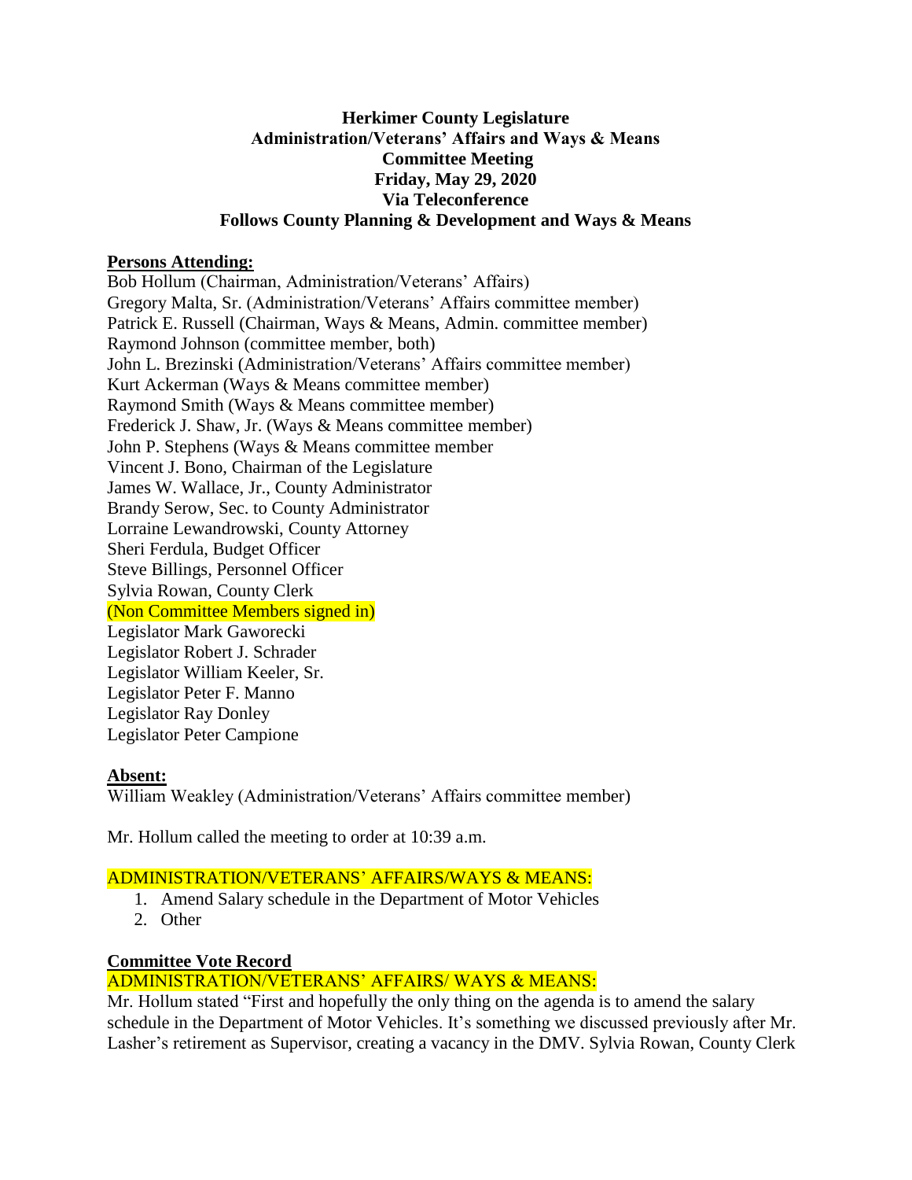# Herkimer County Legislature
## Administration/Veterans' Affairs and Ways & Means
## Committee Meeting
## Friday, May 29, 2020
## Via Teleconference
## Follows County Planning & Development and Ways & Means

**Persons Attending:**

Bob Hollum (Chairman, Administration/Veterans' Affairs)
Gregory Malta, Sr. (Administration/Veterans' Affairs committee member)
Patrick E. Russell (Chairman, Ways & Means, Admin. committee member)
Raymond Johnson (committee member, both)
John L. Brezinski (Administration/Veterans' Affairs committee member)
Kurt Ackerman (Ways & Means committee member)
Raymond Smith (Ways & Means committee member)
Frederick J. Shaw, Jr. (Ways & Means committee member)
John P. Stephens (Ways & Means committee member
Vincent J. Bono, Chairman of the Legislature
James W. Wallace, Jr., County Administrator
Brandy Serow, Sec. to County Administrator
Lorraine Lewandrowski, County Attorney
Sheri Ferdula, Budget Officer
Steve Billings, Personnel Officer
Sylvia Rowan, County Clerk
(Non Committee Members signed in)
Legislator Mark Gaworecki
Legislator Robert J. Schrader
Legislator William Keeler, Sr.
Legislator Peter F. Manno
Legislator Ray Donley
Legislator Peter Campione

**Absent:**

William Weakley (Administration/Veterans' Affairs committee member)

Mr. Hollum called the meeting to order at 10:39 a.m.

ADMINISTRATION/VETERANS' AFFAIRS/WAYS & MEANS:

1. Amend Salary schedule in the Department of Motor Vehicles
2. Other

**Committee Vote Record**

ADMINISTRATION/VETERANS' AFFAIRS/ WAYS & MEANS:

Mr. Hollum stated "First and hopefully the only thing on the agenda is to amend the salary schedule in the Department of Motor Vehicles. It's something we discussed previously after Mr. Lasher's retirement as Supervisor, creating a vacancy in the DMV. Sylvia Rowan, County Clerk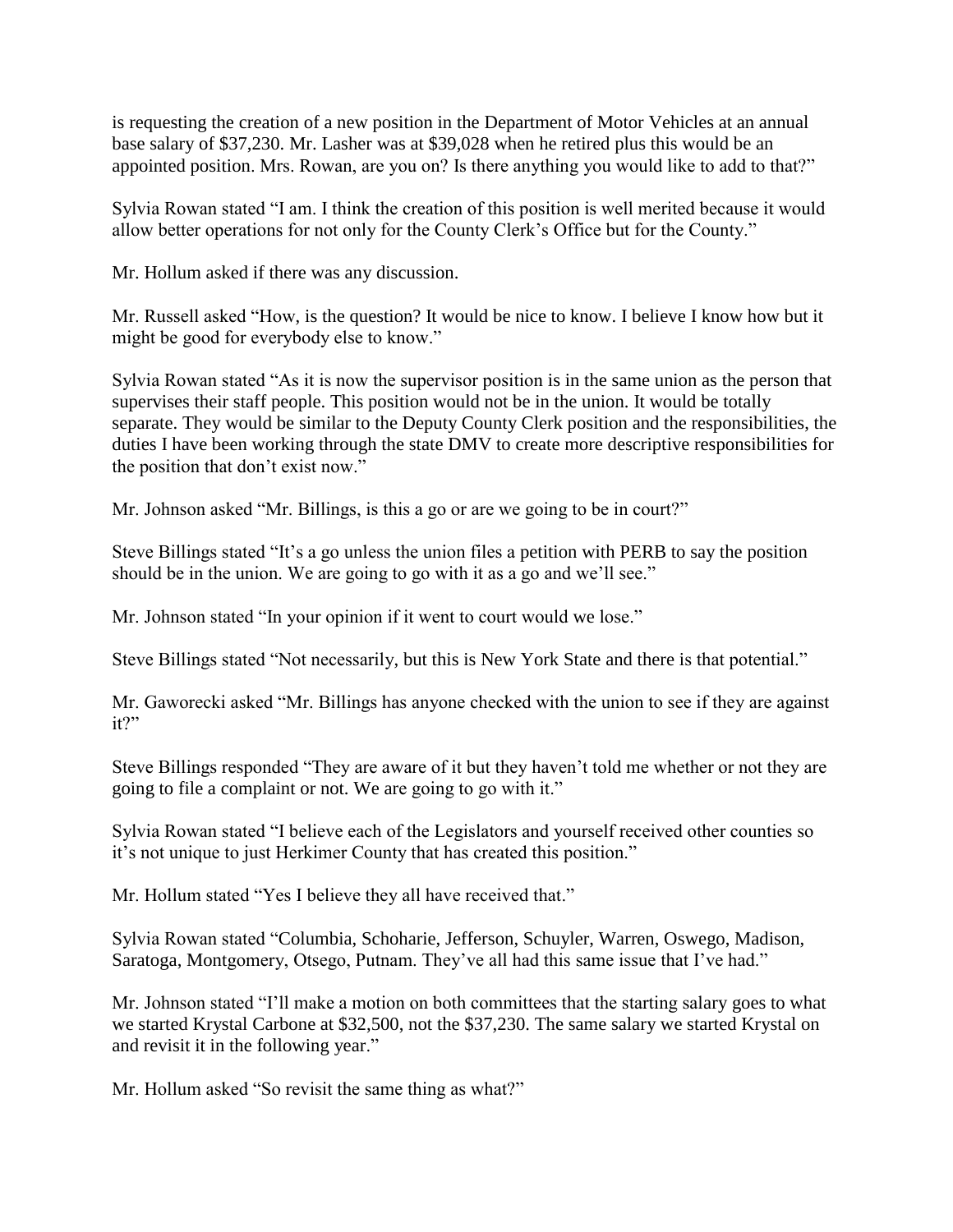is requesting the creation of a new position in the Department of Motor Vehicles at an annual base salary of $37,230. Mr. Lasher was at $39,028 when he retired plus this would be an appointed position. Mrs. Rowan, are you on? Is there anything you would like to add to that?"

Sylvia Rowan stated "I am. I think the creation of this position is well merited because it would allow better operations for not only for the County Clerk's Office but for the County."

Mr. Hollum asked if there was any discussion.

Mr. Russell asked "How, is the question? It would be nice to know. I believe I know how but it might be good for everybody else to know."

Sylvia Rowan stated "As it is now the supervisor position is in the same union as the person that supervises their staff people. This position would not be in the union. It would be totally separate. They would be similar to the Deputy County Clerk position and the responsibilities, the duties I have been working through the state DMV to create more descriptive responsibilities for the position that don't exist now."

Mr. Johnson asked "Mr. Billings, is this a go or are we going to be in court?"

Steve Billings stated "It's a go unless the union files a petition with PERB to say the position should be in the union. We are going to go with it as a go and we'll see."

Mr. Johnson stated "In your opinion if it went to court would we lose."

Steve Billings stated "Not necessarily, but this is New York State and there is that potential."

Mr. Gaworecki asked "Mr. Billings has anyone checked with the union to see if they are against it?"

Steve Billings responded "They are aware of it but they haven't told me whether or not they are going to file a complaint or not. We are going to go with it."

Sylvia Rowan stated "I believe each of the Legislators and yourself received other counties so it's not unique to just Herkimer County that has created this position."

Mr. Hollum stated "Yes I believe they all have received that."

Sylvia Rowan stated "Columbia, Schoharie, Jefferson, Schuyler, Warren, Oswego, Madison, Saratoga, Montgomery, Otsego, Putnam. They've all had this same issue that I've had."

Mr. Johnson stated "I'll make a motion on both committees that the starting salary goes to what we started Krystal Carbone at $32,500, not the $37,230. The same salary we started Krystal on and revisit it in the following year."

Mr. Hollum asked "So revisit the same thing as what?"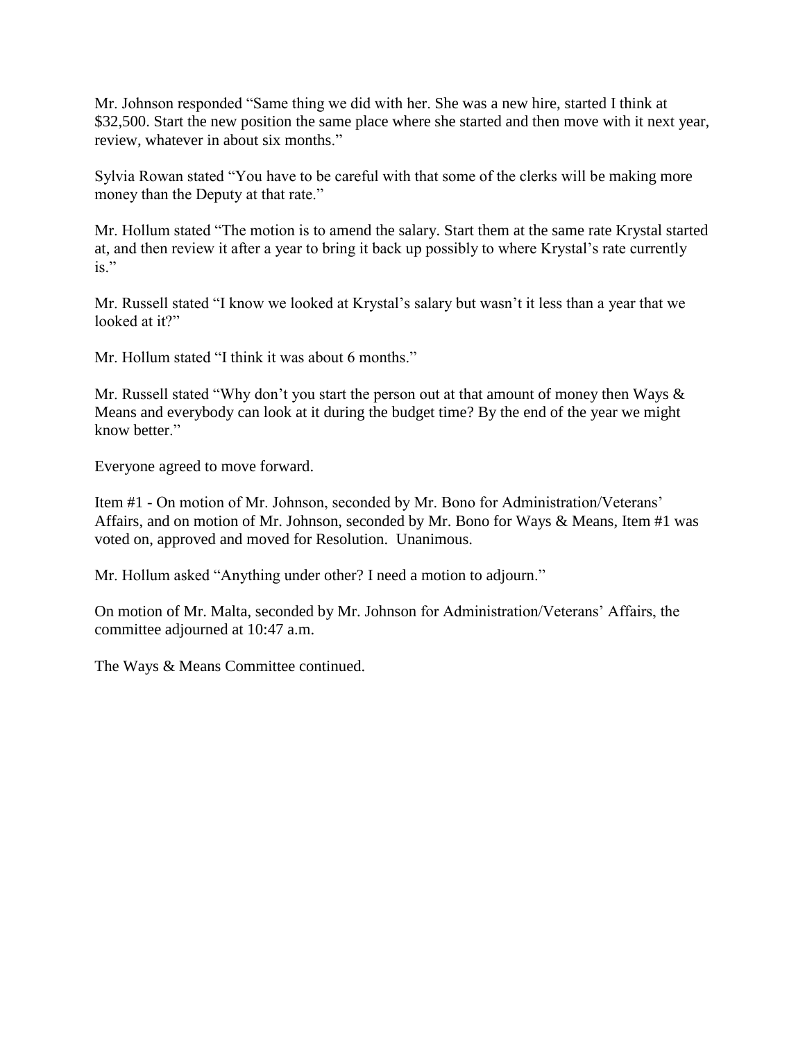Mr. Johnson responded "Same thing we did with her. She was a new hire, started I think at $32,500. Start the new position the same place where she started and then move with it next year, review, whatever in about six months."

Sylvia Rowan stated "You have to be careful with that some of the clerks will be making more money than the Deputy at that rate."

Mr. Hollum stated "The motion is to amend the salary. Start them at the same rate Krystal started at, and then review it after a year to bring it back up possibly to where Krystal's rate currently is."

Mr. Russell stated "I know we looked at Krystal's salary but wasn't it less than a year that we looked at it?"

Mr. Hollum stated "I think it was about 6 months."

Mr. Russell stated "Why don't you start the person out at that amount of money then Ways & Means and everybody can look at it during the budget time? By the end of the year we might know better."

Everyone agreed to move forward.

Item #1 - On motion of Mr. Johnson, seconded by Mr. Bono for Administration/Veterans' Affairs, and on motion of Mr. Johnson, seconded by Mr. Bono for Ways & Means, Item #1 was voted on, approved and moved for Resolution. Unanimous.

Mr. Hollum asked "Anything under other? I need a motion to adjourn."

On motion of Mr. Malta, seconded by Mr. Johnson for Administration/Veterans' Affairs, the committee adjourned at 10:47 a.m.

The Ways & Means Committee continued.